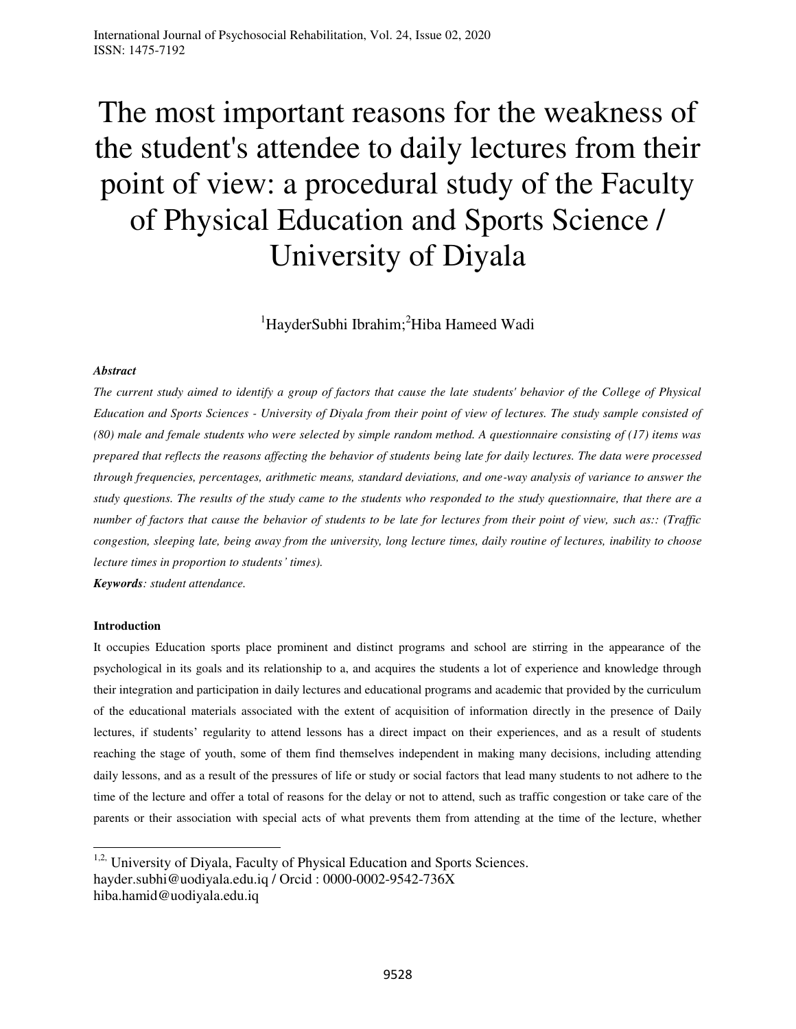# The most important reasons for the weakness of the student's attendee to daily lectures from their point of view: a procedural study of the Faculty of Physical Education and Sports Science / University of Diyala

[1]HayderSubhi Ibrahim;[2]Hiba Hameed Wadi

***Abstract***

*The current study aimed to identify a group of factors that cause the late students' behavior of the College of Physical Education and Sports Sciences - University of Diyala from their point of view of lectures. The study sample consisted of (80) male and female students who were selected by simple random method. A questionnaire consisting of (17) items was prepared that reflects the reasons affecting the behavior of students being late for daily lectures. The data were processed through frequencies, percentages, arithmetic means, standard deviations, and one-way analysis of variance to answer the study questions. The results of the study came to the students who responded to the study questionnaire, that there are a number of factors that cause the behavior of students to be late for lectures from their point of view, such as:: (Traffic congestion, sleeping late, being away from the university, long lecture times, daily routine of lectures, inability to choose lecture times in proportion to students' times).*

***Keywords****: student attendance.*

**Introduction**

It occupies Education sports place prominent and distinct programs and school are stirring in the appearance of the psychological in its goals and its relationship to a, and acquires the students a lot of experience and knowledge through their integration and participation in daily lectures and educational programs and academic that provided by the curriculum of the educational materials associated with the extent of acquisition of information directly in the presence of Daily lectures, if students' regularity to attend lessons has a direct impact on their experiences, and as a result of students reaching the stage of youth, some of them find themselves independent in making many decisions, including attending daily lessons, and as a result of the pressures of life or study or social factors that lead many students to not adhere to the time of the lecture and offer a total of reasons for the delay or not to attend, such as traffic congestion or take care of the parents or their association with special acts of what prevents them from attending at the time of the lecture, whether

---

[1,2] University of Diyala, Faculty of Physical Education and Sports Sciences.
hayder.subhi@uodiyala.edu.iq / Orcid : 0000-0002-9542-736X
hiba.hamid@uodiyala.edu.iq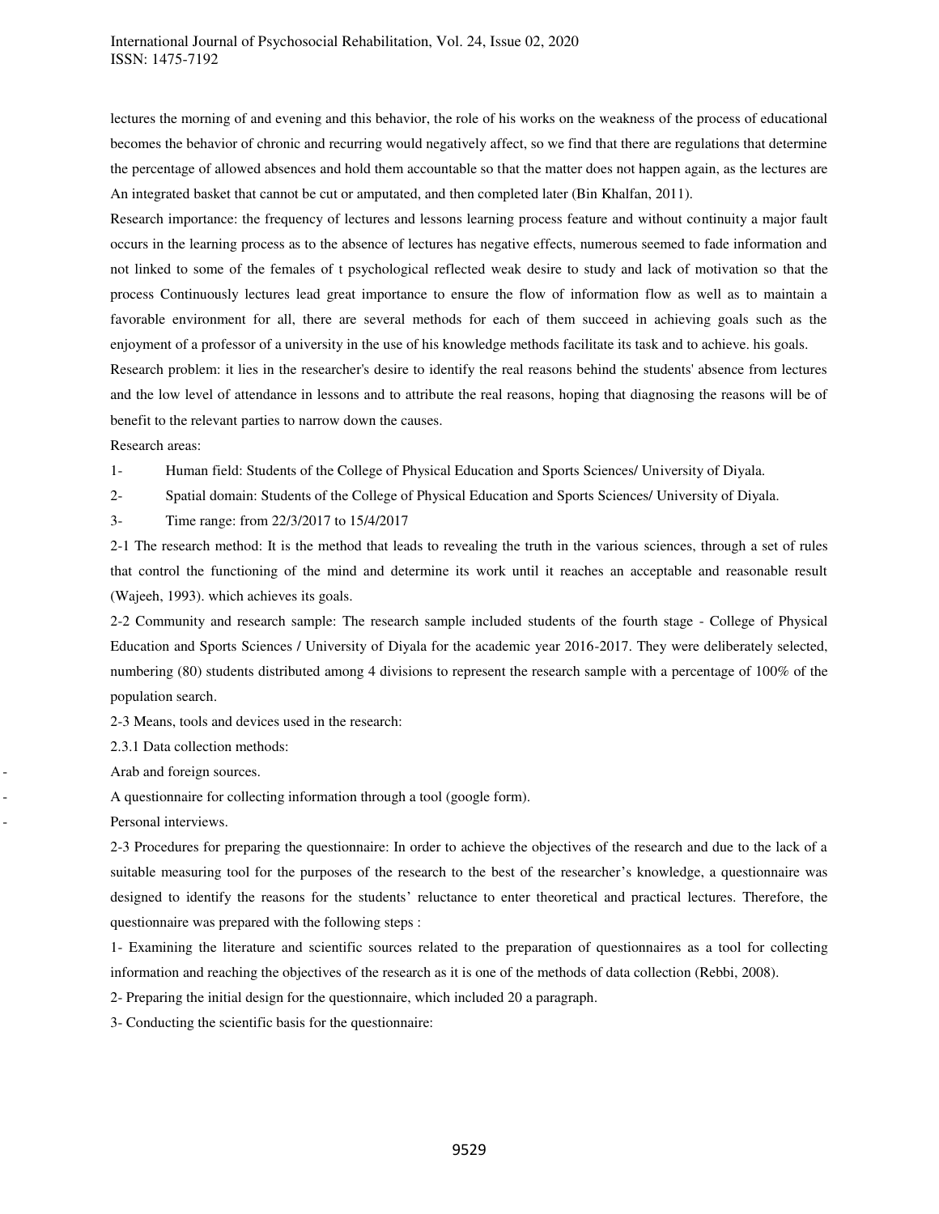lectures the morning of and evening and this behavior, the role of his works on the weakness of the process of educational becomes the behavior of chronic and recurring would negatively affect, so we find that there are regulations that determine the percentage of allowed absences and hold them accountable so that the matter does not happen again, as the lectures are An integrated basket that cannot be cut or amputated, and then completed later (Bin Khalfan, 2011).

Research importance: the frequency of lectures and lessons learning process feature and without continuity a major fault occurs in the learning process as to the absence of lectures has negative effects, numerous seemed to fade information and not linked to some of the females of t psychological reflected weak desire to study and lack of motivation so that the process Continuously lectures lead great importance to ensure the flow of information flow as well as to maintain a favorable environment for all, there are several methods for each of them succeed in achieving goals such as the enjoyment of a professor of a university in the use of his knowledge methods facilitate its task and to achieve. his goals.

Research problem: it lies in the researcher's desire to identify the real reasons behind the students' absence from lectures and the low level of attendance in lessons and to attribute the real reasons, hoping that diagnosing the reasons will be of benefit to the relevant parties to narrow down the causes.

Research areas:

1- Human field: Students of the College of Physical Education and Sports Sciences/ University of Diyala.

2- Spatial domain: Students of the College of Physical Education and Sports Sciences/ University of Diyala.

3- Time range: from 22/3/2017 to 15/4/2017

2-1 The research method: It is the method that leads to revealing the truth in the various sciences, through a set of rules that control the functioning of the mind and determine its work until it reaches an acceptable and reasonable result (Wajeeh, 1993). which achieves its goals.

2-2 Community and research sample: The research sample included students of the fourth stage - College of Physical Education and Sports Sciences / University of Diyala for the academic year 2016-2017. They were deliberately selected, numbering (80) students distributed among 4 divisions to represent the research sample with a percentage of 100% of the population search.

2-3 Means, tools and devices used in the research:

2.3.1 Data collection methods:

- Arab and foreign sources.
- A questionnaire for collecting information through a tool (google form).
- Personal interviews.

2-3 Procedures for preparing the questionnaire: In order to achieve the objectives of the research and due to the lack of a suitable measuring tool for the purposes of the research to the best of the researcher's knowledge, a questionnaire was designed to identify the reasons for the students' reluctance to enter theoretical and practical lectures. Therefore, the questionnaire was prepared with the following steps :

1- Examining the literature and scientific sources related to the preparation of questionnaires as a tool for collecting information and reaching the objectives of the research as it is one of the methods of data collection (Rebbi, 2008).

2- Preparing the initial design for the questionnaire, which included 20 a paragraph.

3- Conducting the scientific basis for the questionnaire: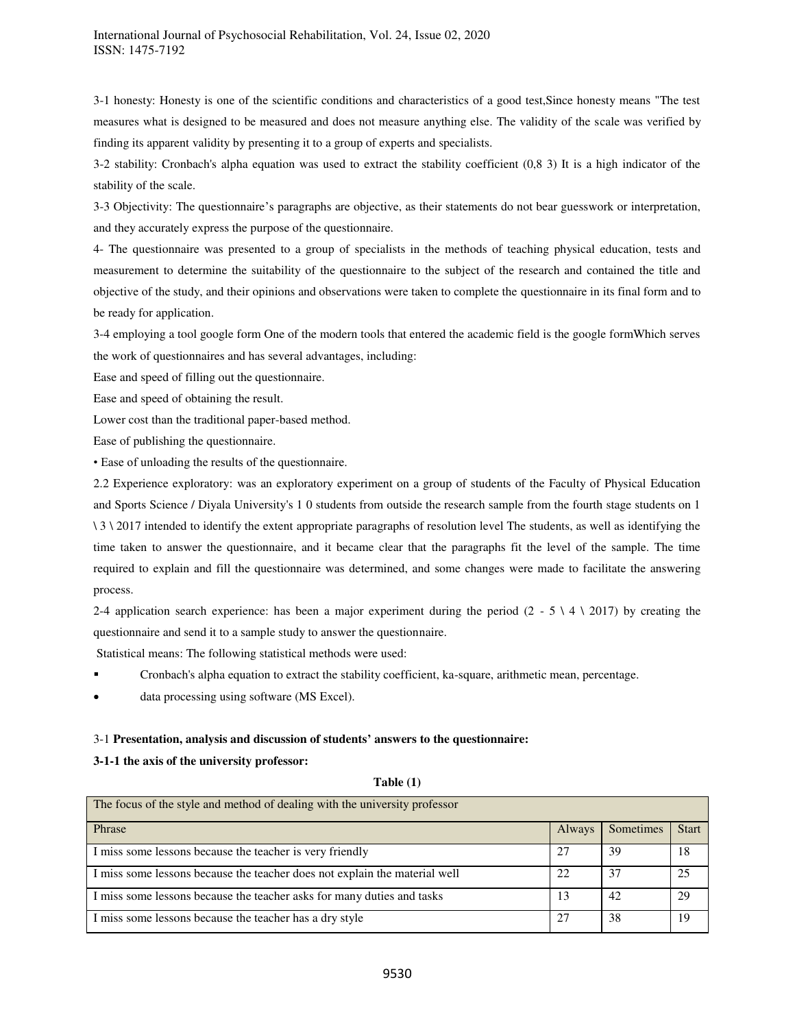3-1 honesty: Honesty is one of the scientific conditions and characteristics of a good test,Since honesty means "The test measures what is designed to be measured and does not measure anything else. The validity of the scale was verified by finding its apparent validity by presenting it to a group of experts and specialists.

3-2 stability: Cronbach's alpha equation was used to extract the stability coefficient (0,8 3) It is a high indicator of the stability of the scale.

3-3 Objectivity: The questionnaire's paragraphs are objective, as their statements do not bear guesswork or interpretation, and they accurately express the purpose of the questionnaire.

4- The questionnaire was presented to a group of specialists in the methods of teaching physical education, tests and measurement to determine the suitability of the questionnaire to the subject of the research and contained the title and objective of the study, and their opinions and observations were taken to complete the questionnaire in its final form and to be ready for application.

3-4 employing a tool google form One of the modern tools that entered the academic field is the google formWhich serves the work of questionnaires and has several advantages, including:

Ease and speed of filling out the questionnaire.

Ease and speed of obtaining the result.

Lower cost than the traditional paper-based method.

Ease of publishing the questionnaire.

• Ease of unloading the results of the questionnaire.

2.2 Experience exploratory: was an exploratory experiment on a group of students of the Faculty of Physical Education and Sports Science / Diyala University's 1 0 students from outside the research sample from the fourth stage students on 1 \ 3 \ 2017 intended to identify the extent appropriate paragraphs of resolution level The students, as well as identifying the time taken to answer the questionnaire, and it became clear that the paragraphs fit the level of the sample. The time required to explain and fill the questionnaire was determined, and some changes were made to facilitate the answering process.

2-4 application search experience: has been a major experiment during the period (2 - 5 \ 4 \ 2017) by creating the questionnaire and send it to a sample study to answer the questionnaire.

Statistical means: The following statistical methods were used:

- Cronbach's alpha equation to extract the stability coefficient, ka-square, arithmetic mean, percentage.
- data processing using software (MS Excel).

3-1 **Presentation, analysis and discussion of students' answers to the questionnaire:**

**3-1-1 the axis of the university professor:**

**Table (1)**

| The focus of the style and method of dealing with the university professor | | | |
|---|---|---|---|
| Phrase | Always | Sometimes | Start |
| I miss some lessons because the teacher is very friendly | 27 | 39 | 18 |
| I miss some lessons because the teacher does not explain the material well | 22 | 37 | 25 |
| I miss some lessons because the teacher asks for many duties and tasks | 13 | 42 | 29 |
| I miss some lessons because the teacher has a dry style | 27 | 38 | 19 |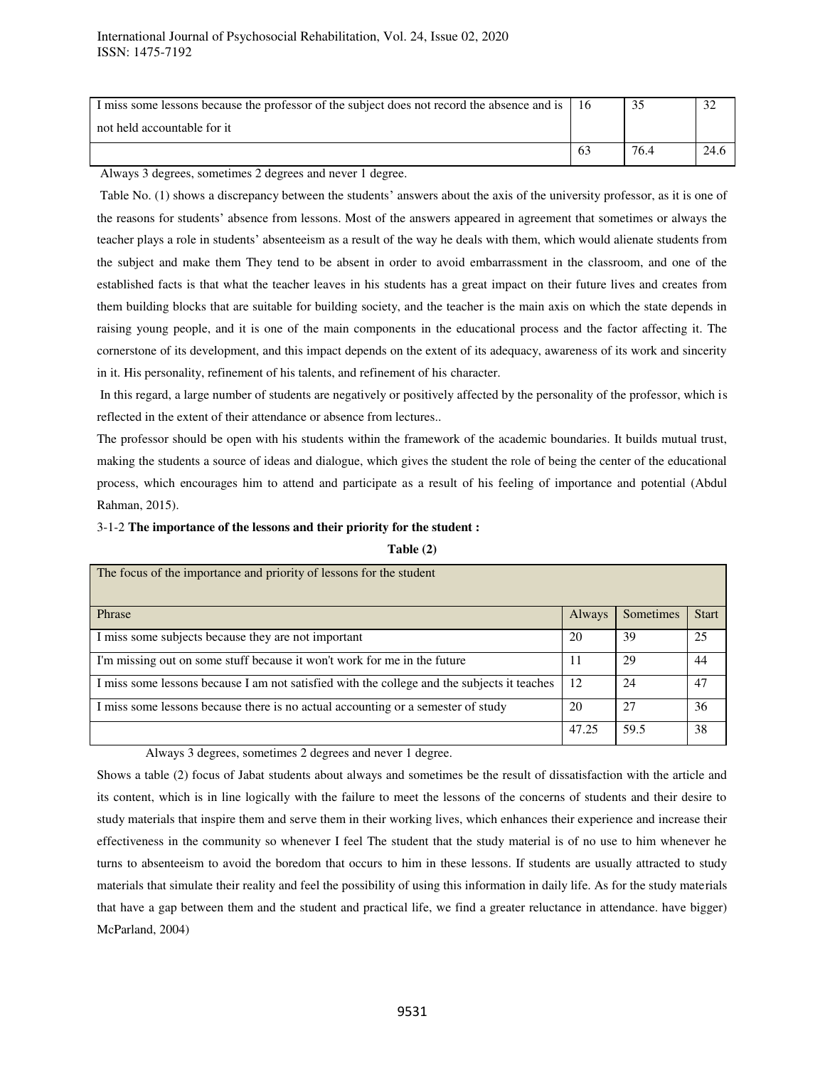| | | | |
|---|---|---|---|
| I miss some lessons because the professor of the subject does not record the absence and is not held accountable for it | 16 | 35 | 32 |
| | 63 | 76.4 | 24.6 |

Always 3 degrees, sometimes 2 degrees and never 1 degree.

Table No. (1) shows a discrepancy between the students' answers about the axis of the university professor, as it is one of the reasons for students' absence from lessons. Most of the answers appeared in agreement that sometimes or always the teacher plays a role in students' absenteeism as a result of the way he deals with them, which would alienate students from the subject and make them They tend to be absent in order to avoid embarrassment in the classroom, and one of the established facts is that what the teacher leaves in his students has a great impact on their future lives and creates from them building blocks that are suitable for building society, and the teacher is the main axis on which the state depends in raising young people, and it is one of the main components in the educational process and the factor affecting it. The cornerstone of its development, and this impact depends on the extent of its adequacy, awareness of its work and sincerity in it. His personality, refinement of his talents, and refinement of his character.

In this regard, a large number of students are negatively or positively affected by the personality of the professor, which is reflected in the extent of their attendance or absence from lectures..

The professor should be open with his students within the framework of the academic boundaries. It builds mutual trust, making the students a source of ideas and dialogue, which gives the student the role of being the center of the educational process, which encourages him to attend and participate as a result of his feeling of importance and potential (Abdul Rahman, 2015).

3-1-2 **The importance of the lessons and their priority for the student :**

**Table (2)**

| The focus of the importance and priority of lessons for the student | | | |
|---|---|---|---|
| Phrase | Always | Sometimes | Start |
| I miss some subjects because they are not important | 20 | 39 | 25 |
| I'm missing out on some stuff because it won't work for me in the future | 11 | 29 | 44 |
| I miss some lessons because I am not satisfied with the college and the subjects it teaches | 12 | 24 | 47 |
| I miss some lessons because there is no actual accounting or a semester of study | 20 | 27 | 36 |
| | 47.25 | 59.5 | 38 |

Always 3 degrees, sometimes 2 degrees and never 1 degree.

Shows a table (2) focus of Jabat students about always and sometimes be the result of dissatisfaction with the article and its content, which is in line logically with the failure to meet the lessons of the concerns of students and their desire to study materials that inspire them and serve them in their working lives, which enhances their experience and increase their effectiveness in the community so whenever I feel The student that the study material is of no use to him whenever he turns to absenteeism to avoid the boredom that occurs to him in these lessons. If students are usually attracted to study materials that simulate their reality and feel the possibility of using this information in daily life. As for the study materials that have a gap between them and the student and practical life, we find a greater reluctance in attendance. have bigger) McParland, 2004)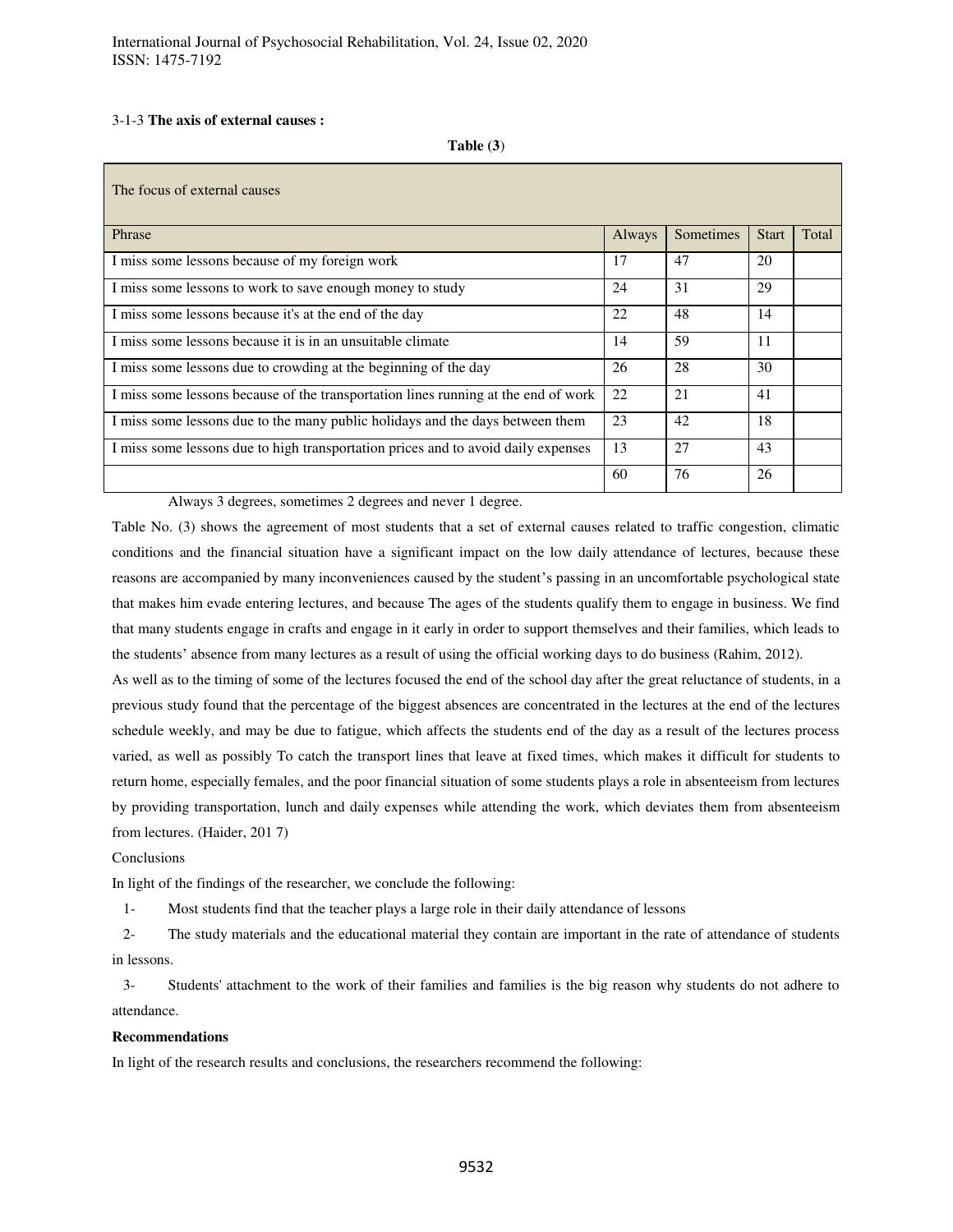3-1-3 **The axis of external causes :**

**Table (3)**

| The focus of external causes | | | | |
|---|---|---|---|---|
| Phrase | Always | Sometimes | Start | Total |
| I miss some lessons because of my foreign work | 17 | 47 | 20 | |
| I miss some lessons to work to save enough money to study | 24 | 31 | 29 | |
| I miss some lessons because it's at the end of the day | 22 | 48 | 14 | |
| I miss some lessons because it is in an unsuitable climate | 14 | 59 | 11 | |
| I miss some lessons due to crowding at the beginning of the day | 26 | 28 | 30 | |
| I miss some lessons because of the transportation lines running at the end of work | 22 | 21 | 41 | |
| I miss some lessons due to the many public holidays and the days between them | 23 | 42 | 18 | |
| I miss some lessons due to high transportation prices and to avoid daily expenses | 13 | 27 | 43 | |
| | 60 | 76 | 26 | |

Always 3 degrees, sometimes 2 degrees and never 1 degree.

Table No. (3) shows the agreement of most students that a set of external causes related to traffic congestion, climatic conditions and the financial situation have a significant impact on the low daily attendance of lectures, because these reasons are accompanied by many inconveniences caused by the student's passing in an uncomfortable psychological state that makes him evade entering lectures, and because The ages of the students qualify them to engage in business. We find that many students engage in crafts and engage in it early in order to support themselves and their families, which leads to the students' absence from many lectures as a result of using the official working days to do business (Rahim, 2012).

As well as to the timing of some of the lectures focused the end of the school day after the great reluctance of students, in a previous study found that the percentage of the biggest absences are concentrated in the lectures at the end of the lectures schedule weekly, and may be due to fatigue, which affects the students end of the day as a result of the lectures process varied, as well as possibly To catch the transport lines that leave at fixed times, which makes it difficult for students to return home, especially females, and the poor financial situation of some students plays a role in absenteeism from lectures by providing transportation, lunch and daily expenses while attending the work, which deviates them from absenteeism from lectures. (Haider, 201 7)

Conclusions

In light of the findings of the researcher, we conclude the following:

1- Most students find that the teacher plays a large role in their daily attendance of lessons

2- The study materials and the educational material they contain are important in the rate of attendance of students in lessons.

3- Students' attachment to the work of their families and families is the big reason why students do not adhere to attendance.

**Recommendations**

In light of the research results and conclusions, the researchers recommend the following: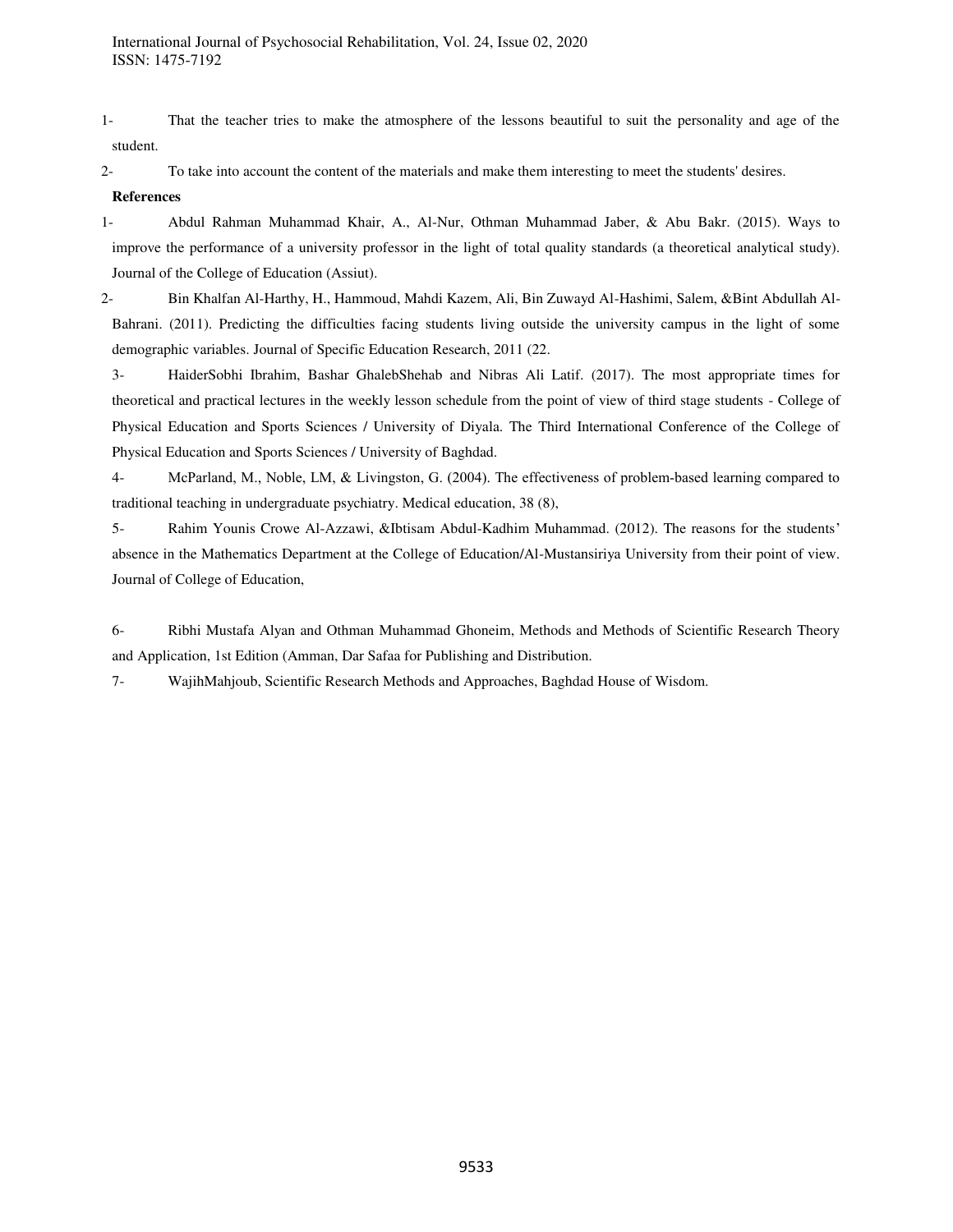1- That the teacher tries to make the atmosphere of the lessons beautiful to suit the personality and age of the student.

2- To take into account the content of the materials and make them interesting to meet the students' desires.

**References**

1- Abdul Rahman Muhammad Khair, A., Al-Nur, Othman Muhammad Jaber, & Abu Bakr. (2015). Ways to improve the performance of a university professor in the light of total quality standards (a theoretical analytical study). Journal of the College of Education (Assiut).

2- Bin Khalfan Al-Harthy, H., Hammoud, Mahdi Kazem, Ali, Bin Zuwayd Al-Hashimi, Salem, &Bint Abdullah Al-Bahrani. (2011). Predicting the difficulties facing students living outside the university campus in the light of some demographic variables. Journal of Specific Education Research, 2011 (22.

3- HaiderSobhi Ibrahim, Bashar GhalebShehab and Nibras Ali Latif. (2017). The most appropriate times for theoretical and practical lectures in the weekly lesson schedule from the point of view of third stage students - College of Physical Education and Sports Sciences / University of Diyala. The Third International Conference of the College of Physical Education and Sports Sciences / University of Baghdad.

4- McParland, M., Noble, LM, & Livingston, G. (2004). The effectiveness of problem-based learning compared to traditional teaching in undergraduate psychiatry. Medical education, 38 (8),

5- Rahim Younis Crowe Al-Azzawi, &Ibtisam Abdul-Kadhim Muhammad. (2012). The reasons for the students' absence in the Mathematics Department at the College of Education/Al-Mustansiriya University from their point of view. Journal of College of Education,

6- Ribhi Mustafa Alyan and Othman Muhammad Ghoneim, Methods and Methods of Scientific Research Theory and Application, 1st Edition (Amman, Dar Safaa for Publishing and Distribution.

7- WajihMahjoub, Scientific Research Methods and Approaches, Baghdad House of Wisdom.